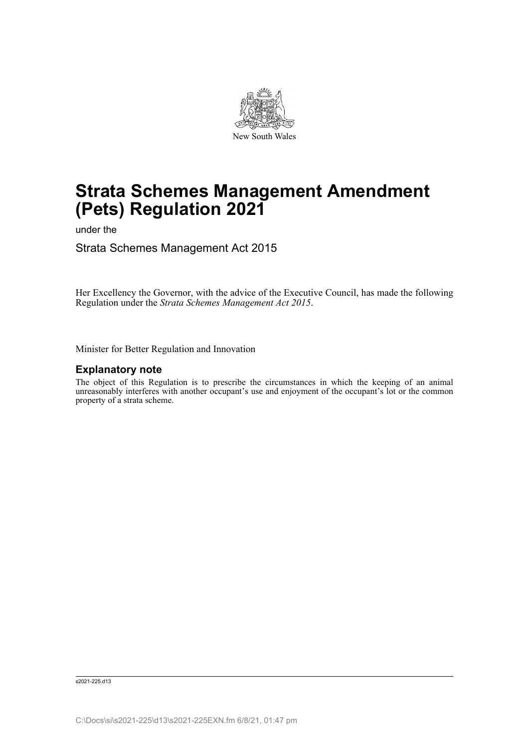New South Wales

# Strata Schemes Management Amendment (Pets) Regulation 2021

under the

Strata Schemes Management Act 2015

Her Excellency the Governor, with the advice of the Executive Council, has made the following Regulation under the *Strata Schemes Management Act 2015*.

Minister for Better Regulation and Innovation

## Explanatory note

The object of this Regulation is to prescribe the circumstances in which the keeping of an animal unreasonably interferes with another occupant's use and enjoyment of the occupant's lot or the common property of a strata scheme.

s2021-225.d13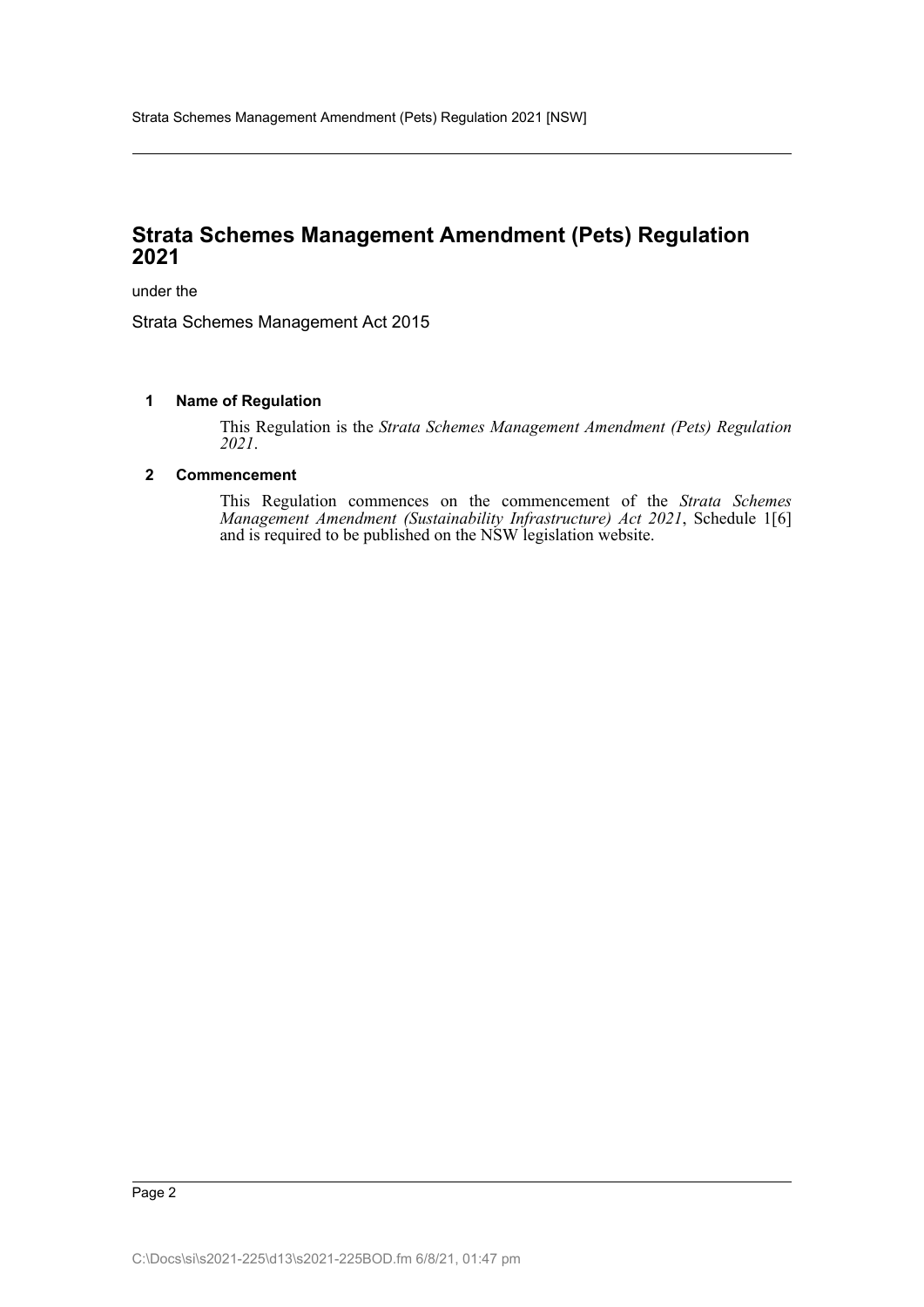# Strata Schemes Management Amendment (Pets) Regulation 2021

under the

Strata Schemes Management Act 2015

### 1 Name of Regulation

This Regulation is the *Strata Schemes Management Amendment (Pets) Regulation 2021*.

### 2 Commencement

This Regulation commences on the commencement of the *Strata Schemes Management Amendment (Sustainability Infrastructure) Act 2021*, Schedule 1[6] and is required to be published on the NSW legislation website.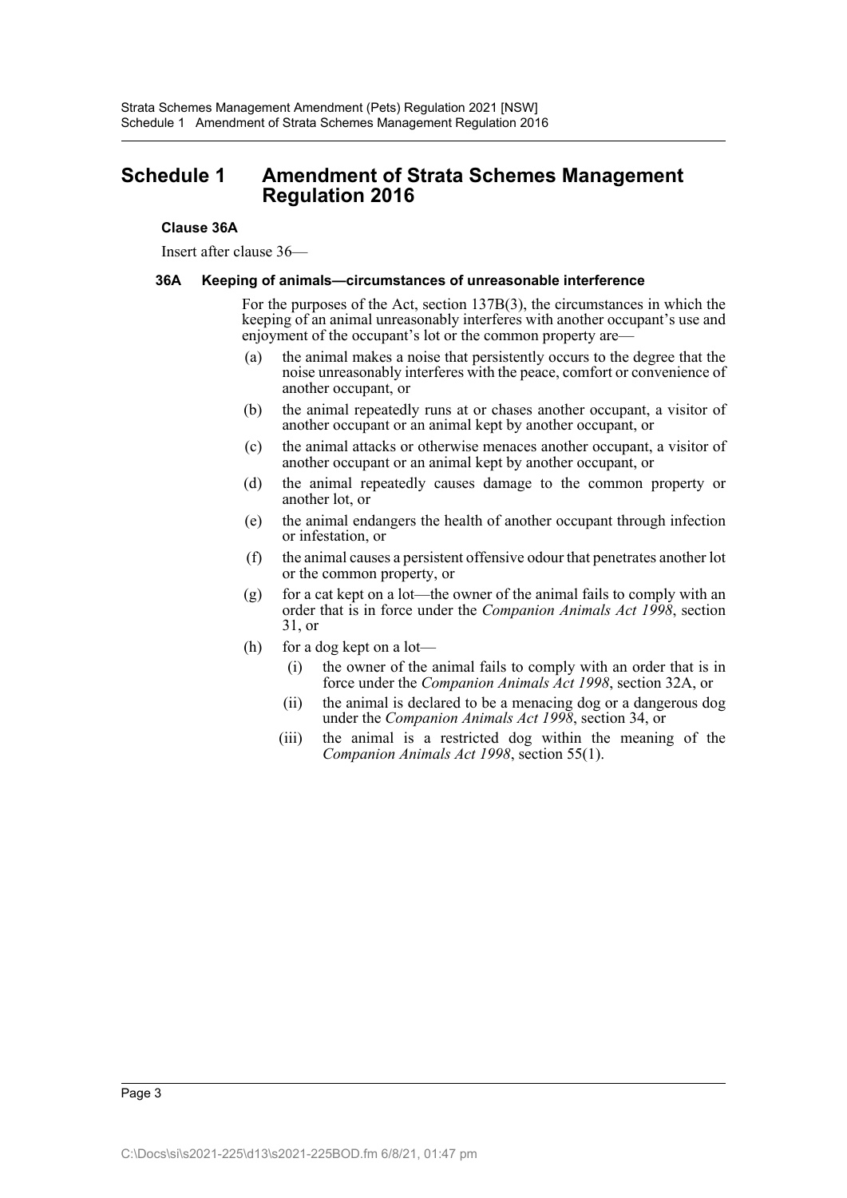# Schedule 1 Amendment of Strata Schemes Management Regulation 2016

### Clause 36A

Insert after clause 36—

#### 36A Keeping of animals—circumstances of unreasonable interference

For the purposes of the Act, section 137B(3), the circumstances in which the keeping of an animal unreasonably interferes with another occupant's use and enjoyment of the occupant's lot or the common property are—

(a) the animal makes a noise that persistently occurs to the degree that the noise unreasonably interferes with the peace, comfort or convenience of another occupant, or

(b) the animal repeatedly runs at or chases another occupant, a visitor of another occupant or an animal kept by another occupant, or

(c) the animal attacks or otherwise menaces another occupant, a visitor of another occupant or an animal kept by another occupant, or

(d) the animal repeatedly causes damage to the common property or another lot, or

(e) the animal endangers the health of another occupant through infection or infestation, or

(f) the animal causes a persistent offensive odour that penetrates another lot or the common property, or

(g) for a cat kept on a lot—the owner of the animal fails to comply with an order that is in force under the *Companion Animals Act 1998*, section 31, or

(h) for a dog kept on a lot—

  (i) the owner of the animal fails to comply with an order that is in force under the *Companion Animals Act 1998*, section 32A, or

  (ii) the animal is declared to be a menacing dog or a dangerous dog under the *Companion Animals Act 1998*, section 34, or

  (iii) the animal is a restricted dog within the meaning of the *Companion Animals Act 1998*, section 55(1).